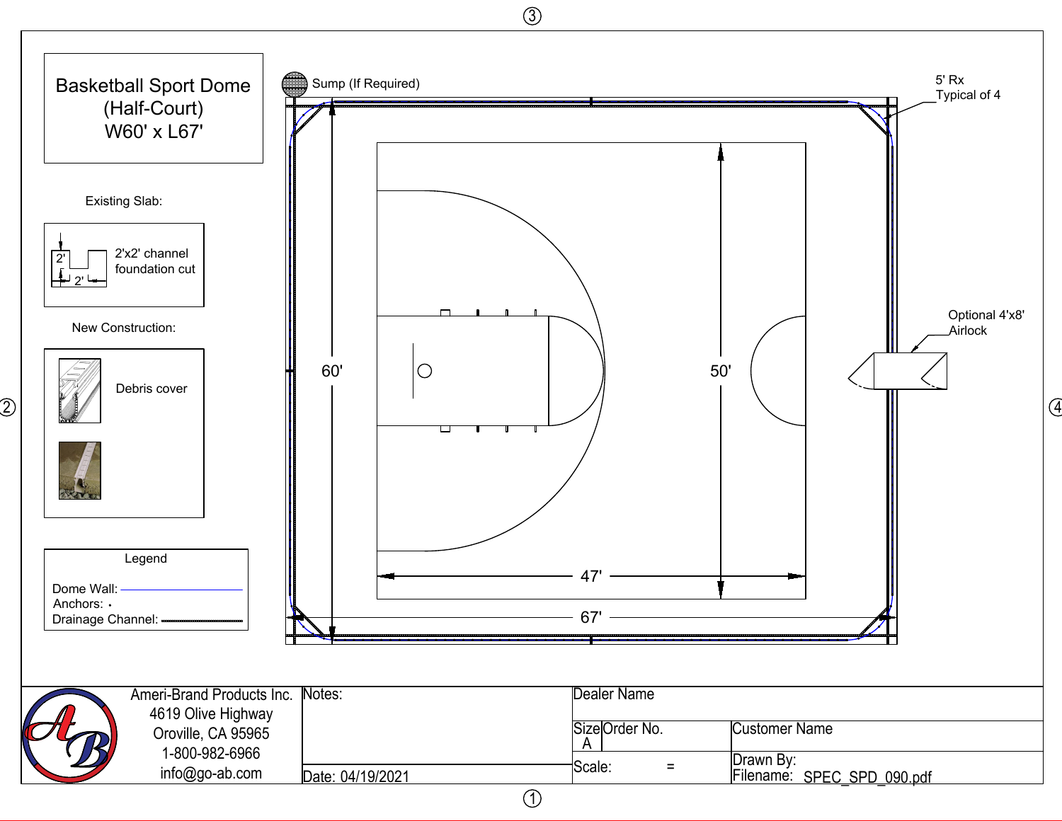# Basketball Sport Dome (Half-Court) W60' x L67'

Sump (If Required)

5' Rx Typical of 4

Optional 4'x8' Airlock

60'

50'

47'

67'

**Existing Slab:**

2'x2' channel foundation cut

2'

2'

**New Construction:**

Debris cover

**Legend**

Dome Wall:

Anchors:

Drainage Channel:

Ameri-Brand Products Inc.
4619 Olive Highway
Oroville, CA 95965
1-800-982-6966
info@go-ab.com

| Notes: | Dealer Name | | |
|---|---|---|---|
| | Size A | Order No. | Customer Name |
| Date: 04/19/2021 | Scale: = | | Drawn By: Filename: SPEC_SPD_090.pdf |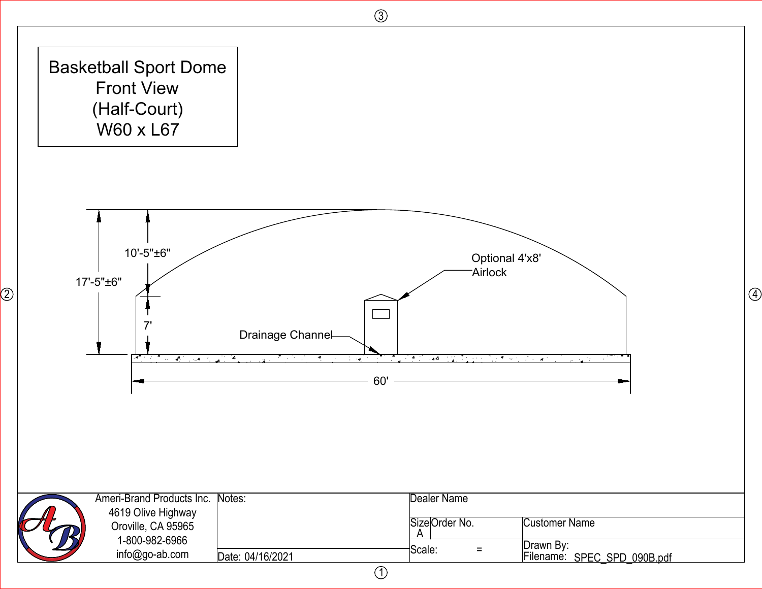# Basketball Sport Dome Front View (Half-Court) W60 x L67

10'-5"±6"

17'-5"±6"

7'

Optional 4'x8' Airlock

Drainage Channel

60'

| Ameri-Brand Products Inc.<br>4619 Olive Highway<br>Oroville, CA 95965<br>1-800-982-6966<br>info@go-ab.com | Notes: | Dealer Name | | |
|---|---|---|---|---|
| | | Size<br>A | Order No. | Customer Name |
| | Date: 04/16/2021 | Scale: = | | Drawn By:<br>Filename: SPEC_SPD_090B.pdf |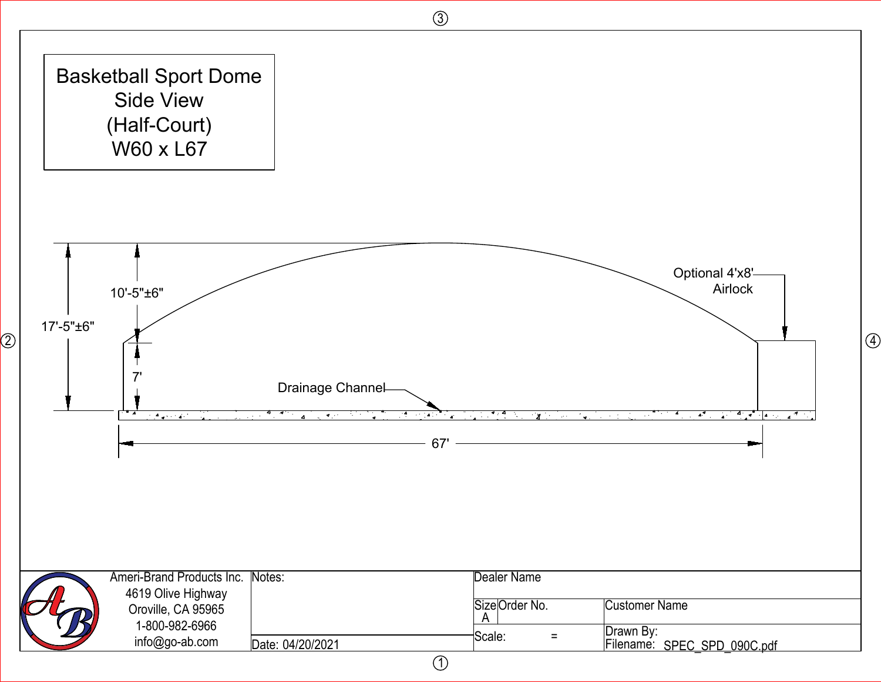# Basketball Sport Dome Side View (Half-Court) W60 x L67

17'-5"±6"

10'-5"±6"

7'

Optional 4'x8' Airlock

Drainage Channel

67'

| Ameri-Brand Products Inc.<br>4619 Olive Highway<br>Oroville, CA 95965<br>1-800-982-6966<br>info@go-ab.com | Notes: | Dealer Name | | |
|---|---|---|---|---|
| | | Size A | Order No. | Customer Name |
| | Date: 04/20/2021 | Scale: = | | Drawn By:<br>Filename: SPEC_SPD_090C.pdf |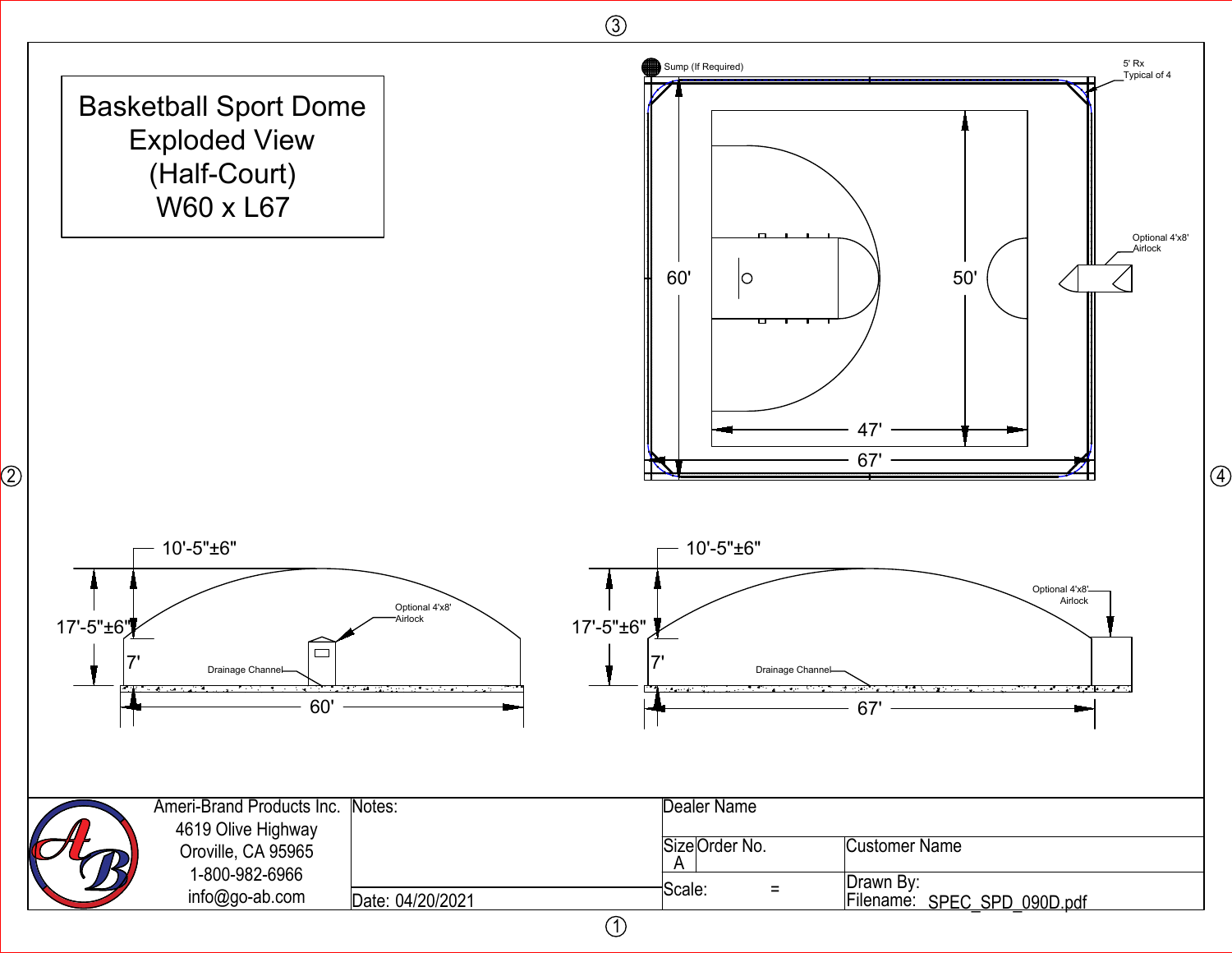# Basketball Sport Dome Exploded View (Half-Court) W60 x L67

Sump (If Required)

5' Rx
Typical of 4

Optional 4'x8' Airlock

60'

50'

47'

67'

10'-5"±6"

17'-5"±6"

7'

Optional 4'x8' Airlock

Drainage Channel

60'

10'-5"±6"

17'-5"±6"

7'

Optional 4'x8' Airlock

Drainage Channel

67'

Ameri-Brand Products Inc.
4619 Olive Highway
Oroville, CA 95965
1-800-982-6966
info@go-ab.com

| | | | |
|---|---|---|---|
| Notes: | Dealer Name | | |
| | Size A | Order No. | Customer Name |
| Date: 04/20/2021 | Scale: = | | Drawn By: Filename: SPEC_SPD_090D.pdf |